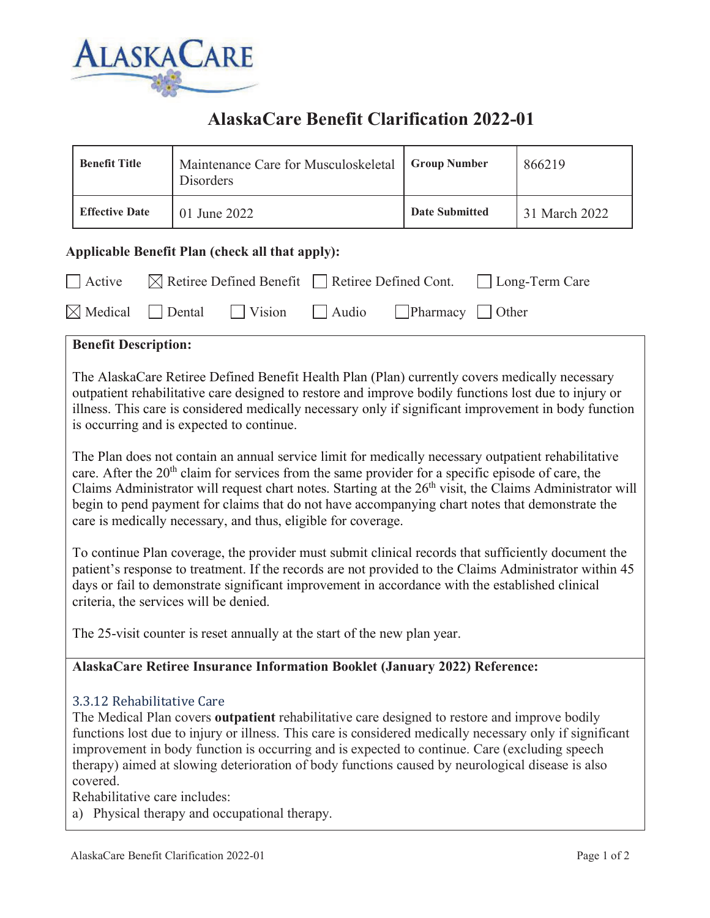# AlaskaCare Benefit Clarification 2022-01

| Benefit Title | Maintenance Care for Musculoskeletal Disorders | Group Number | 866219 |
|---|---|---|---|
| Effective Date | 01 June 2022 | Date Submitted | 31 March 2022 |

**Applicable Benefit Plan (check all that apply):**

☐ Active ☒ Retiree Defined Benefit ☐ Retiree Defined Cont. ☐ Long-Term Care

☒ Medical ☐ Dental ☐ Vision ☐ Audio ☐ Pharmacy ☐ Other

**Benefit Description:**

The AlaskaCare Retiree Defined Benefit Health Plan (Plan) currently covers medically necessary outpatient rehabilitative care designed to restore and improve bodily functions lost due to injury or illness. This care is considered medically necessary only if significant improvement in body function is occurring and is expected to continue.

The Plan does not contain an annual service limit for medically necessary outpatient rehabilitative care. After the 20th claim for services from the same provider for a specific episode of care, the Claims Administrator will request chart notes. Starting at the 26th visit, the Claims Administrator will begin to pend payment for claims that do not have accompanying chart notes that demonstrate the care is medically necessary, and thus, eligible for coverage.

To continue Plan coverage, the provider must submit clinical records that sufficiently document the patient's response to treatment. If the records are not provided to the Claims Administrator within 45 days or fail to demonstrate significant improvement in accordance with the established clinical criteria, the services will be denied.

The 25-visit counter is reset annually at the start of the new plan year.

**AlaskaCare Retiree Insurance Information Booklet (January 2022) Reference:**

### 3.3.12 Rehabilitative Care

The Medical Plan covers **outpatient** rehabilitative care designed to restore and improve bodily functions lost due to injury or illness. This care is considered medically necessary only if significant improvement in body function is occurring and is expected to continue. Care (excluding speech therapy) aimed at slowing deterioration of body functions caused by neurological disease is also covered.

Rehabilitative care includes:

a) Physical therapy and occupational therapy.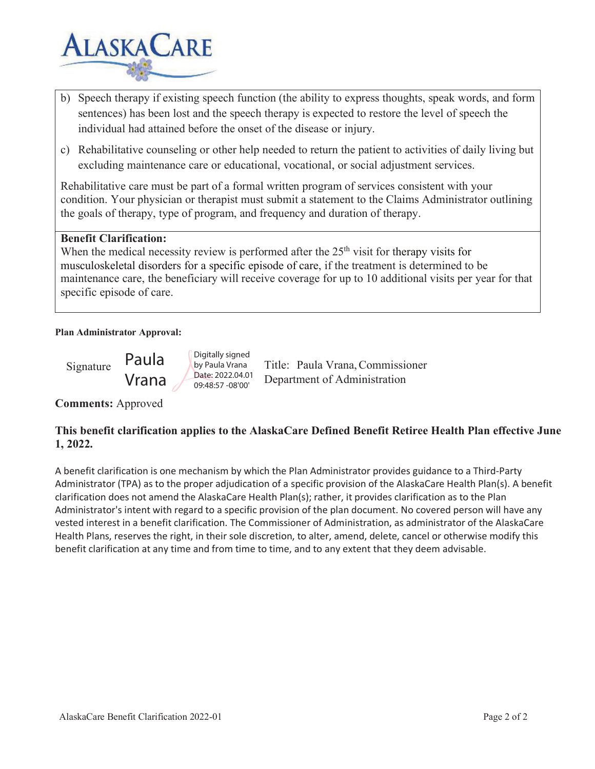b) Speech therapy if existing speech function (the ability to express thoughts, speak words, and form sentences) has been lost and the speech therapy is expected to restore the level of speech the individual had attained before the onset of the disease or injury.

c) Rehabilitative counseling or other help needed to return the patient to activities of daily living but excluding maintenance care or educational, vocational, or social adjustment services.

Rehabilitative care must be part of a formal written program of services consistent with your condition. Your physician or therapist must submit a statement to the Claims Administrator outlining the goals of therapy, type of program, and frequency and duration of therapy.

**Benefit Clarification:**
When the medical necessity review is performed after the 25th visit for therapy visits for musculoskeletal disorders for a specific episode of care, if the treatment is determined to be maintenance care, the beneficiary will receive coverage for up to 10 additional visits per year for that specific episode of care.

**Plan Administrator Approval:**

Signature Paula Vrana — Digitally signed by Paula Vrana Date: 2022.04.01 09:48:57 -08'00'

Title: Paula Vrana, Commissioner
Department of Administration

**Comments:** Approved

**This benefit clarification applies to the AlaskaCare Defined Benefit Retiree Health Plan effective June 1, 2022.**

A benefit clarification is one mechanism by which the Plan Administrator provides guidance to a Third-Party Administrator (TPA) as to the proper adjudication of a specific provision of the AlaskaCare Health Plan(s). A benefit clarification does not amend the AlaskaCare Health Plan(s); rather, it provides clarification as to the Plan Administrator's intent with regard to a specific provision of the plan document. No covered person will have any vested interest in a benefit clarification. The Commissioner of Administration, as administrator of the AlaskaCare Health Plans, reserves the right, in their sole discretion, to alter, amend, delete, cancel or otherwise modify this benefit clarification at any time and from time to time, and to any extent that they deem advisable.